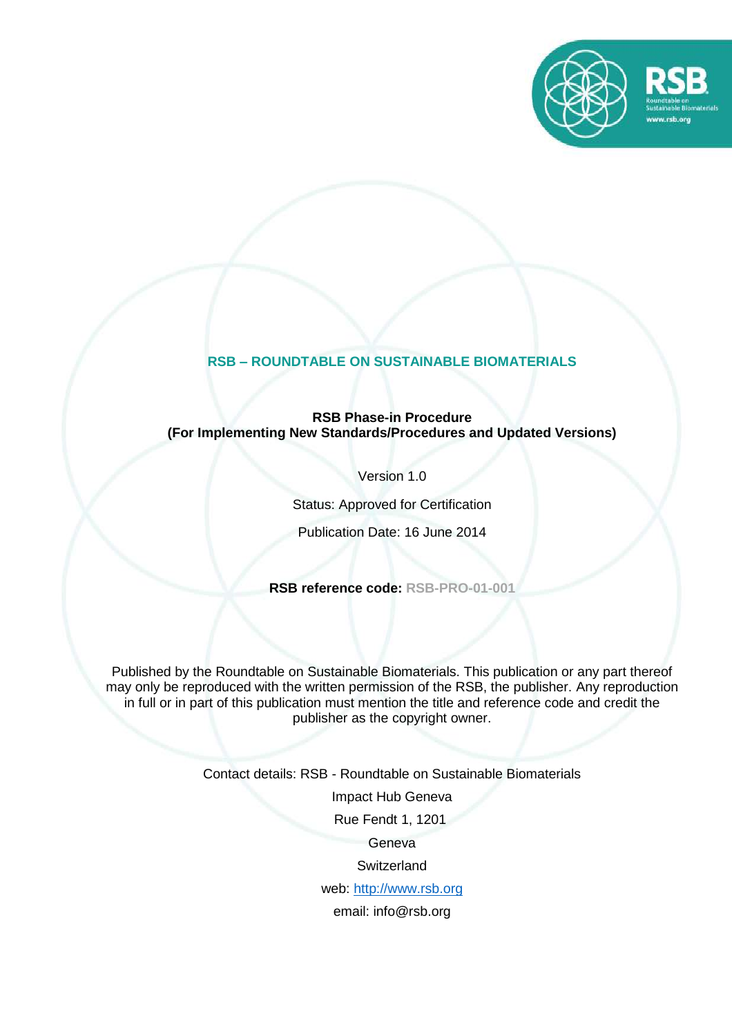**RSB – ROUNDTABLE ON SUSTAINABLE BIOMATERIALS**

# RSB Phase-in Procedure
## (For Implementing New Standards/Procedures and Updated Versions)

Version 1.0

Status: Approved for Certification

Publication Date: 16 June 2014

**RSB reference code:** RSB-PRO-01-001

Published by the Roundtable on Sustainable Biomaterials. This publication or any part thereof may only be reproduced with the written permission of the RSB, the publisher. Any reproduction in full or in part of this publication must mention the title and reference code and credit the publisher as the copyright owner.

Contact details: RSB - Roundtable on Sustainable Biomaterials

Impact Hub Geneva

Rue Fendt 1, 1201

Geneva

Switzerland

web: http://www.rsb.org

email: info@rsb.org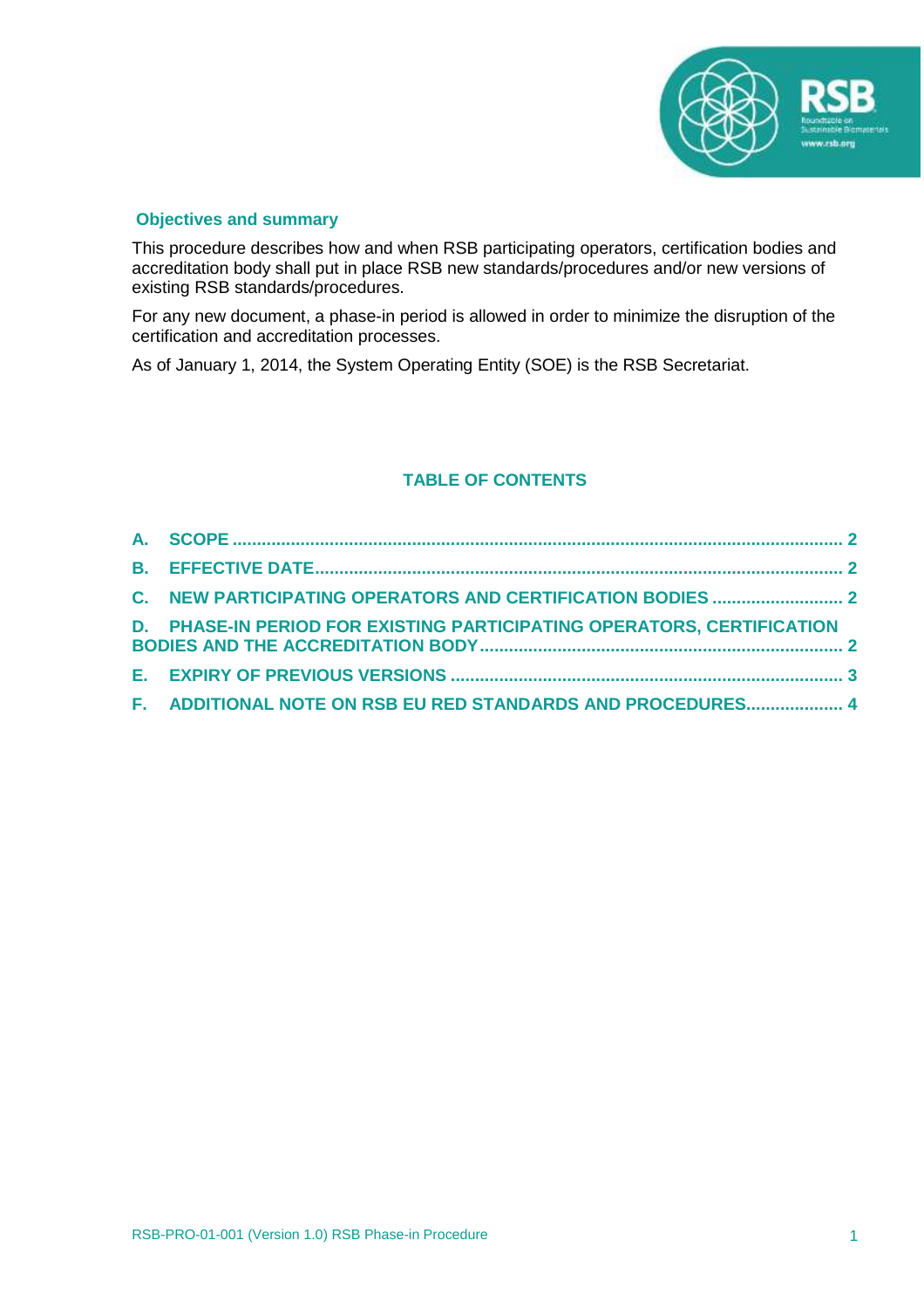## Objectives and summary

This procedure describes how and when RSB participating operators, certification bodies and accreditation body shall put in place RSB new standards/procedures and/or new versions of existing RSB standards/procedures.

For any new document, a phase-in period is allowed in order to minimize the disruption of the certification and accreditation processes.

As of January 1, 2014, the System Operating Entity (SOE) is the RSB Secretariat.

## TABLE OF CONTENTS

A. SCOPE ........ 2

B. EFFECTIVE DATE ........ 2

C. NEW PARTICIPATING OPERATORS AND CERTIFICATION BODIES ........ 2

D. PHASE-IN PERIOD FOR EXISTING PARTICIPATING OPERATORS, CERTIFICATION BODIES AND THE ACCREDITATION BODY ........ 2

E. EXPIRY OF PREVIOUS VERSIONS ........ 3

F. ADDITIONAL NOTE ON RSB EU RED STANDARDS AND PROCEDURES ........ 4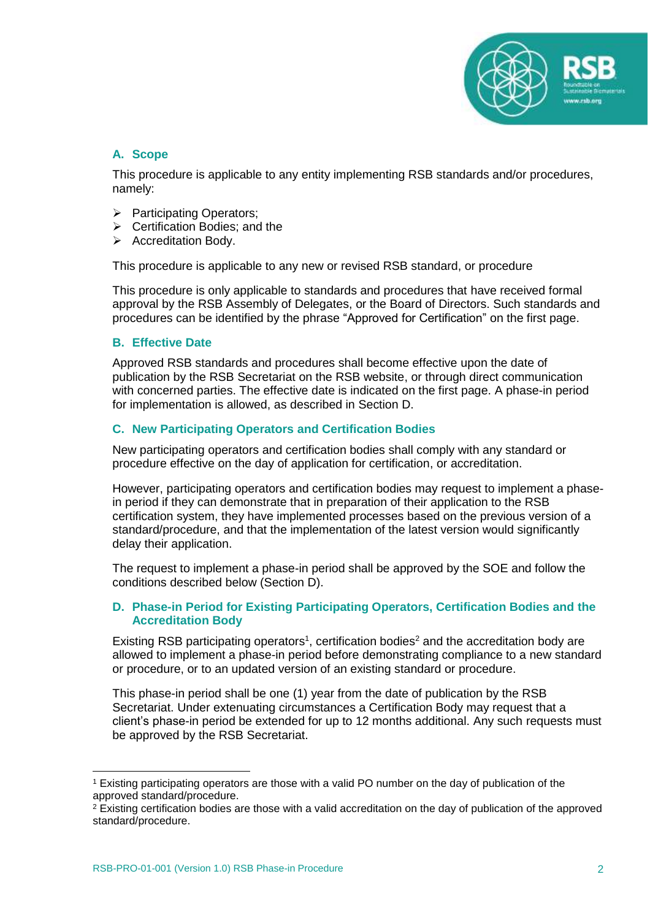## A. Scope

This procedure is applicable to any entity implementing RSB standards and/or procedures, namely:

- Participating Operators;
- Certification Bodies; and the
- Accreditation Body.

This procedure is applicable to any new or revised RSB standard, or procedure

This procedure is only applicable to standards and procedures that have received formal approval by the RSB Assembly of Delegates, or the Board of Directors. Such standards and procedures can be identified by the phrase "Approved for Certification" on the first page.

## B. Effective Date

Approved RSB standards and procedures shall become effective upon the date of publication by the RSB Secretariat on the RSB website, or through direct communication with concerned parties. The effective date is indicated on the first page. A phase-in period for implementation is allowed, as described in Section D.

## C. New Participating Operators and Certification Bodies

New participating operators and certification bodies shall comply with any standard or procedure effective on the day of application for certification, or accreditation.

However, participating operators and certification bodies may request to implement a phase-in period if they can demonstrate that in preparation of their application to the RSB certification system, they have implemented processes based on the previous version of a standard/procedure, and that the implementation of the latest version would significantly delay their application.

The request to implement a phase-in period shall be approved by the SOE and follow the conditions described below (Section D).

## D. Phase-in Period for Existing Participating Operators, Certification Bodies and the Accreditation Body

Existing RSB participating operators[1], certification bodies[2] and the accreditation body are allowed to implement a phase-in period before demonstrating compliance to a new standard or procedure, or to an updated version of an existing standard or procedure.

This phase-in period shall be one (1) year from the date of publication by the RSB Secretariat. Under extenuating circumstances a Certification Body may request that a client's phase-in period be extended for up to 12 months additional. Any such requests must be approved by the RSB Secretariat.

---

[1] Existing participating operators are those with a valid PO number on the day of publication of the approved standard/procedure.

[2] Existing certification bodies are those with a valid accreditation on the day of publication of the approved standard/procedure.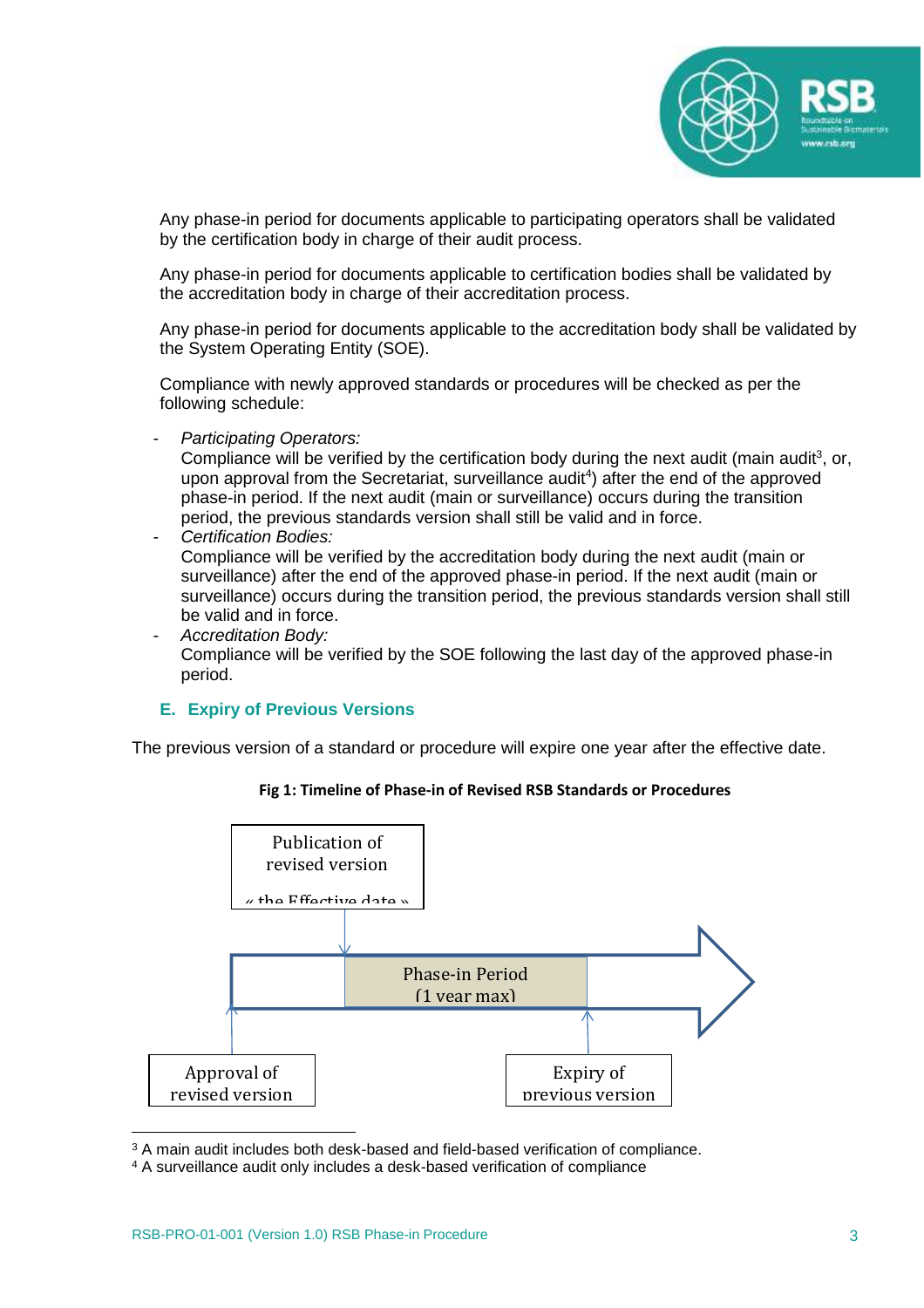Any phase-in period for documents applicable to participating operators shall be validated by the certification body in charge of their audit process.

Any phase-in period for documents applicable to certification bodies shall be validated by the accreditation body in charge of their accreditation process.

Any phase-in period for documents applicable to the accreditation body shall be validated by the System Operating Entity (SOE).

Compliance with newly approved standards or procedures will be checked as per the following schedule:

- *Participating Operators:*
  Compliance will be verified by the certification body during the next audit (main audit[3], or, upon approval from the Secretariat, surveillance audit[4]) after the end of the approved phase-in period. If the next audit (main or surveillance) occurs during the transition period, the previous standards version shall still be valid and in force.
- *Certification Bodies:*
  Compliance will be verified by the accreditation body during the next audit (main or surveillance) after the end of the approved phase-in period. If the next audit (main or surveillance) occurs during the transition period, the previous standards version shall still be valid and in force.
- *Accreditation Body:*
  Compliance will be verified by the SOE following the last day of the approved phase-in period.

### E. Expiry of Previous Versions

The previous version of a standard or procedure will expire one year after the effective date.

**Fig 1: Timeline of Phase-in of Revised RSB Standards or Procedures**

Publication of revised version « the Effective date »

Phase-in Period (1 year max)

Approval of revised version

Expiry of previous version

---

[3] A main audit includes both desk-based and field-based verification of compliance.
[4] A surveillance audit only includes a desk-based verification of compliance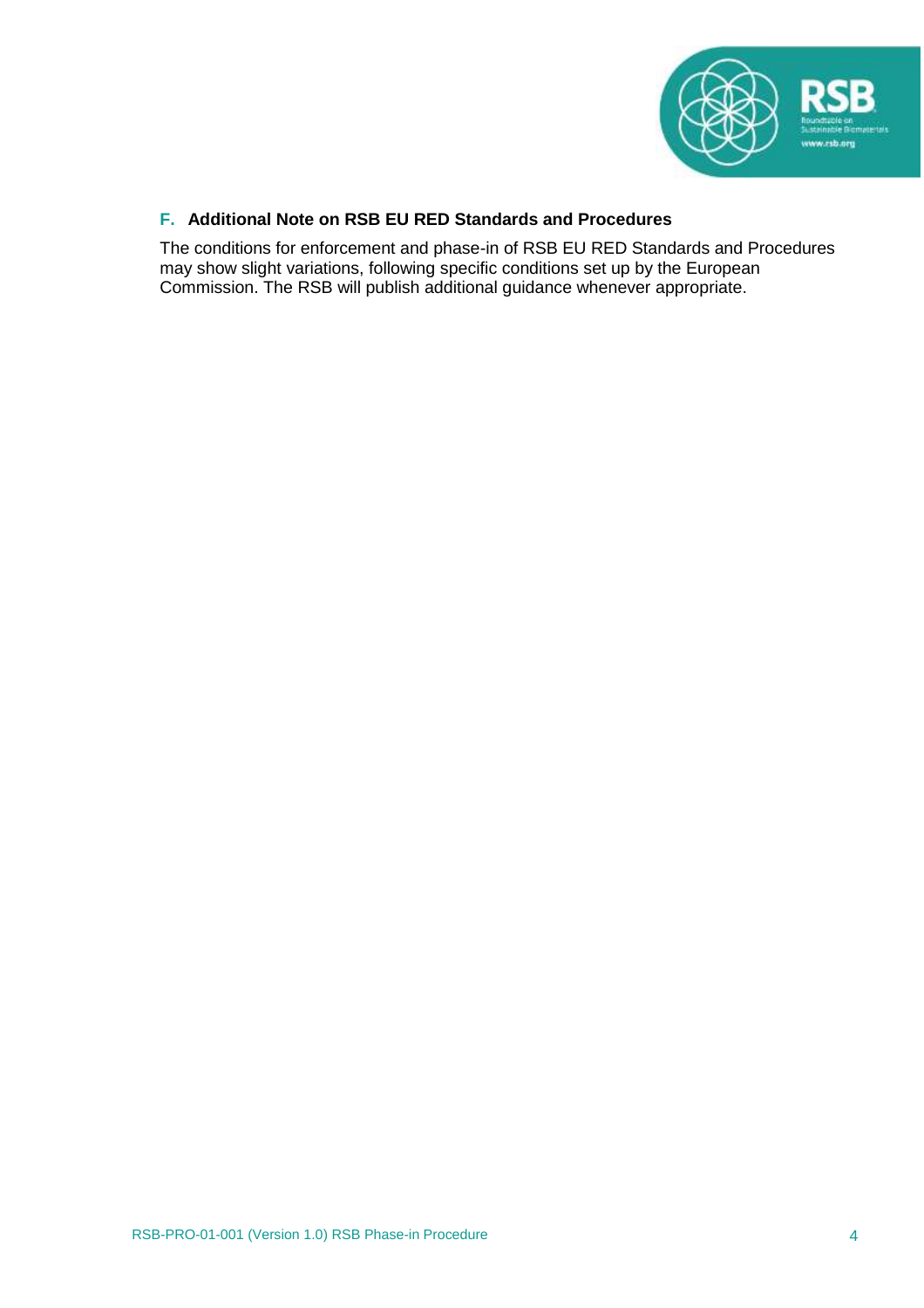## F. Additional Note on RSB EU RED Standards and Procedures

The conditions for enforcement and phase-in of RSB EU RED Standards and Procedures may show slight variations, following specific conditions set up by the European Commission. The RSB will publish additional guidance whenever appropriate.